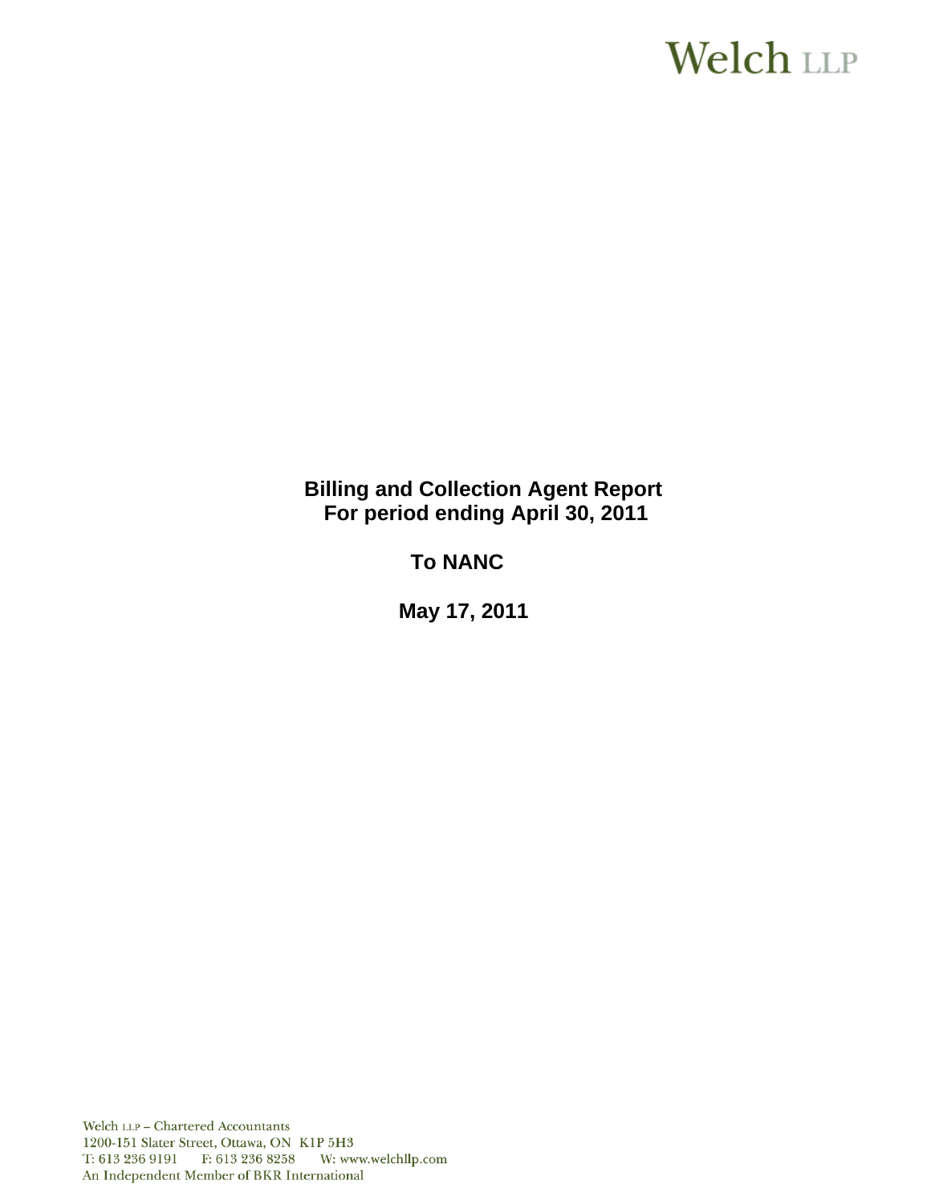Welch LLP

**Billing and Collection Agent Report**
**For period ending April 30, 2011**

**To NANC**

**May 17, 2011**

Welch LLP – Chartered Accountants
1200-151 Slater Street, Ottawa, ON K1P 5H3
T: 613 236 9191 F: 613 236 8258 W: www.welchllp.com
An Independent Member of BKR International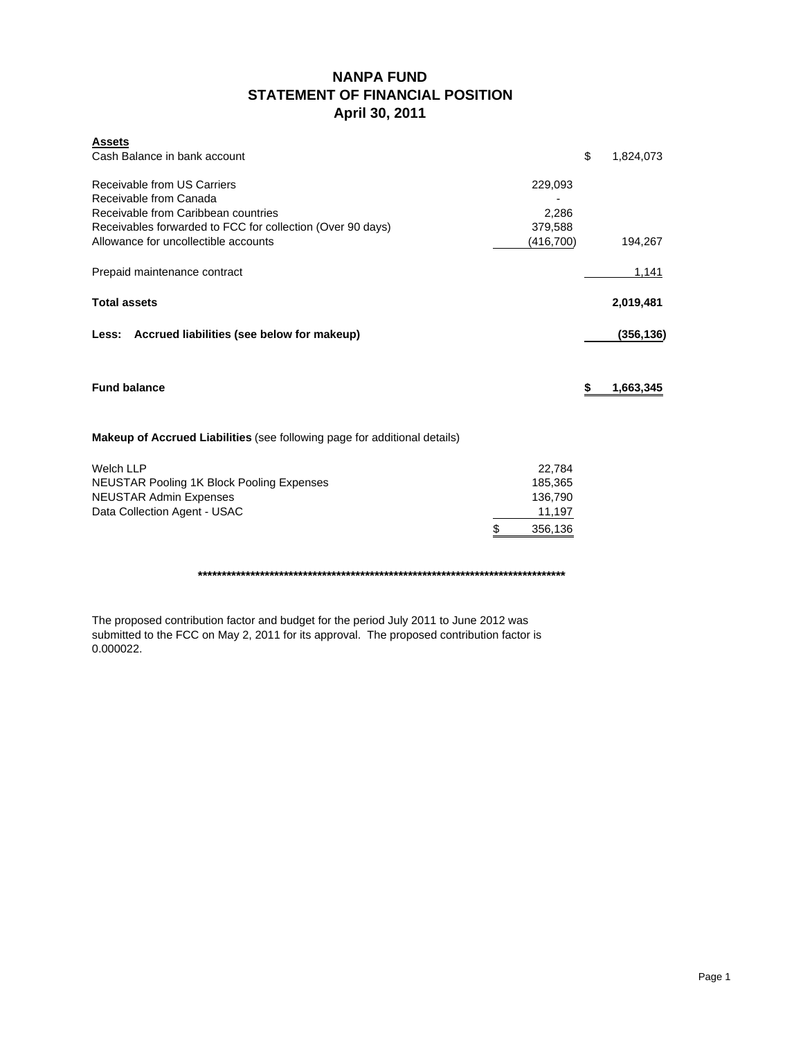# NANPA FUND
## STATEMENT OF FINANCIAL POSITION
### April 30, 2011

| **Assets** | | |
|---|---|---|
| Cash Balance in bank account | | $ 1,824,073 |
| | | |
| Receivable from US Carriers | 229,093 | |
| Receivable from Canada | - | |
| Receivable from Caribbean countries | 2,286 | |
| Receivables forwarded to FCC for collection (Over 90 days) | 379,588 | |
| Allowance for uncollectible accounts | (416,700) | 194,267 |
| | | |
| Prepaid maintenance contract | | 1,141 |
| | | |
| **Total assets** | | **2,019,481** |
| | | |
| **Less: Accrued liabilities (see below for makeup)** | | **(356,136)** |
| | | |
| **Fund balance** | | **$ 1,663,345** |

**Makeup of Accrued Liabilities** (see following page for additional details)

| | |
|---|---|
| Welch LLP | 22,784 |
| NEUSTAR Pooling 1K Block Pooling Expenses | 185,365 |
| NEUSTAR Admin Expenses | 136,790 |
| Data Collection Agent - USAC | 11,197 |
| | $ 356,136 |

********************************************************************************

The proposed contribution factor and budget for the period July 2011 to June 2012 was submitted to the FCC on May 2, 2011 for its approval. The proposed contribution factor is 0.000022.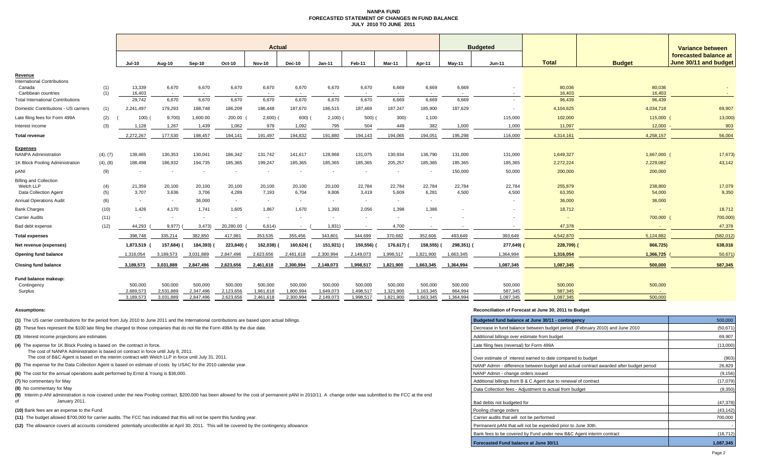# NANPA FUND
## FORECASTED STATEMENT OF CHANGES IN FUND BALANCE
### JULY 2010 TO JUNE 2011

| | | Actual | | | | | | | | | | Budgeted | | Total | Budget | Variance between forecasted balance at June 30/11 and budget |
|---|---|---|---|---|---|---|---|---|---|---|---|---|---|---|---|---|
| | | Jul-10 | Aug-10 | Sep-10 | Oct-10 | Nov-10 | Dec-10 | Jan-11 | Feb-11 | Mar-11 | Apr-11 | May-11 | Jun-11 | | | |
| **Revenue** | | | | | | | | | | | | | | | | |
| International Contributions | | | | | | | | | | | | | | | | |
| Canada | (1) | 13,339 | 6,670 | 6,670 | 6,670 | 6,670 | 6,670 | 6,670 | 6,670 | 6,669 | 6,669 | 6,669 | - | 80,036 | 80,036 | - |
| Caribbean countries | (1) | 16,403 | - | - | - | - | - | - | - | - | - | - | - | 16,403 | 16,403 | - |
| Total International Contributions | | 29,742 | 6,670 | 6,670 | 6,670 | 6,670 | 6,670 | 6,670 | 6,670 | 6,669 | 6,669 | 6,669 | - | 96,439 | 96,439 | - |
| Domestic Contributions - US carriers | (1) | 2,241,497 | 179,293 | 188,748 | 186,209 | 186,448 | 187,670 | 186,515 | 187,469 | 187,247 | 185,900 | 187,629 | - | 4,104,625 | 4,034,718 | 69,907 |
| Late filing fees for Form 499A | (2) | (100) | (9,700) | 1,600.00 | 200.00 | (2,600) | (600) | (2,100) | (500) | (300) | 1,100 | | 115,000 | 102,000 | 115,000 | (13,000) |
| Interest income | (3) | 1,128 | 1,267 | 1,439 | 1,062 | 979 | 1,092 | 795 | 504 | 449 | 382 | 1,000 | 1,000 | 11,097 | 12,000 | - 903 |
| **Total revenue** | | 2,272,267 | 177,530 | 198,457 | 194,141 | 191,497 | 194,832 | 191,880 | 194,143 | 194,065 | 194,051 | 195,298 | 116,000 | 4,314,161 | 4,258,157 | 56,004 |
| **Expenses** | | | | | | | | | | | | | | | | |
| NANPA Administration | (4), (7) | 139,465 | 130,353 | 130,041 | 186,342 | 131,742 | 141,617 | 128,968 | 131,075 | 130,934 | 136,790 | 131,000 | 131,000 | 1,649,327 | 1,667,000 | (17,673) |
| 1K Block Pooling Administration | (4), (8) | 188,498 | 186,932 | 194,735 | 185,365 | 199,247 | 185,365 | 185,365 | 185,365 | 205,257 | 185,365 | 185,365 | 185,365 | 2,272,224 | 2,229,082 | 43,142 |
| pANI | (9) | - | - | - | - | - | - | - | - | - | - | 150,000 | 50,000 | 200,000 | 200,000 | |
| Billing and Collection | | | | | | | | | | | | | | | | |
| Welch LLP | (4) | 21,359 | 20,100 | 20,100 | 20,100 | 20,100 | 20,100 | 20,100 | 22,784 | 22,784 | 22,784 | 22,784 | 22,784 | 255,879 | 238,800 | 17,079 |
| Data Collection Agent | (5) | 3,707 | 3,636 | 3,706 | 4,289 | 7,193 | 6,704 | 9,806 | 3,419 | 5,609 | 6,281 | 4,500 | 4,500 | 63,350 | 54,000 | 9,350 |
| Annual Operations Audit | (6) | - | - | 36,000 | - | - | - | - | - | - | - | | - | 36,000 | 36,000 | |
| Bank Charges | (10) | 1,426 | 4,170 | 1,741 | 1,605 | 1,867 | 1,670 | 1,393 | 2,056 | 1,398 | 1,386 | - | - | 18,712 | - | 18,712 |
| Carrier Audits | (11) | - | - | - | - | - | - | - | - | - | - | - | - | - | 700,000 | (700,000) |
| Bad debt expense | (12) | 44,293 | (9,977) | (3,473) | 20,280.00 | (6,614) | - | (1,831) | - | 4,700 | - | - | - | 47,378 | - | 47,378 |
| **Total expenses** | | 398,748 | 335,214 | 382,850 | 417,981 | 353,535 | 355,456 | 343,801 | 344,699 | 370,682 | 352,606 | 493,649 | 393,649 | 4,542,870 | 5,124,882 | (582,012) |
| **Net revenue (expenses)** | | 1,873,519 | (157,684) | (184,393) | (223,840) | (162,038) | (160,624) | (151,921) | (150,556) | (176,617) | (158,555) | (298,351) | (277,649) | (228,709) | (866,725) | 638,016 |
| **Opening fund balance** | | 1,316,054 | 3,189,573 | 3,031,889 | 2,847,496 | 2,623,656 | 2,461,618 | 2,300,994 | 2,149,073 | 1,998,517 | 1,821,900 | 1,663,345 | 1,364,994 | 1,316,054 | 1,366,725 | (50,671) |
| **Closing fund balance** | | 3,189,573 | 3,031,889 | 2,847,496 | 2,623,656 | 2,461,618 | 2,300,994 | 2,149,073 | 1,998,517 | 1,821,900 | 1,663,345 | 1,364,994 | 1,087,345 | 1,087,345 | 500,000 | 587,345 |
| **Fund balance makeup:** | | | | | | | | | | | | | | | | |
| Contingency | | 500,000 | 500,000 | 500,000 | 500,000 | 500,000 | 500,000 | 500,000 | 500,000 | 500,000 | 500,000 | 500,000 | 500,000 | 500,000 | 500,000 | |
| Surplus | | 2,689,573 | 2,531,889 | 2,347,496 | 2,123,656 | 1,961,618 | 1,800,994 | 1,649,073 | 1,498,517 | 1,321,900 | 1,163,345 | 864,994 | 587,345 | 587,345 | - | |
| | | 3,189,573 | 3,031,889 | 2,847,496 | 2,623,656 | 2,461,618 | 2,300,994 | 2,149,073 | 1,998,517 | 1,821,900 | 1,663,345 | 1,364,994 | 1,087,345 | 1,087,345 | 500,000 | |

**Assumptions:**

**(1)** The US carrier contributions for the period from July 2010 to June 2011 and the International contributions are based upon actual billings.

**(2)** These fees represent the $100 late filing fee charged to those companies that do not file the Form 499A by the due date.

**(3)** Interest income projections are estimates

**(4)** The expense for 1K Block Pooling is based on the contract in force.
The cost of NANPA Administration is based on contract in force until July 8, 2011.
The cost of B&C Agent is based on the interim contract with Welch LLP in force until July 31, 2011.

**(5)** The expense for the Data Collection Agent is based on estimate of costs by USAC for the 2010 calendar year.

**(6)** The cost for the annual operations audit performed by Ernst & Young is $36,000.

**(7)** No commentary for May

**(8)** No commentary for May

**(9)** Interim p-ANI administration is now covered under the new Pooling contract. $200,000 has been allowed for the cost of permanent pANI in 2010/11. A change order was submitted to the FCC at the end of January 2011.

**(10)** Bank fees are an expense to the Fund.

**(11)** The budget allowed $700,000 for carrier audits. The FCC has indicated that this will not be spent this funding year.

**(12)** The allowance covers all accounts considered potentially uncollectible at April 30, 2011. This will be covered by the contingency allowance.

**Reconciliation of Forecast at June 30, 2011 to Budget**

| Budgeted fund balance at June 30/11 - contingency | 500,000 |
|---|---|
| Decrease in fund balance between budget period (February 2010) and June 2010 | (50,671) |
| Additional billings over estimate from budget | 69,907 |
| Late filing fees (reversal) for Form 499A | (13,000) |
| Over estimate of interest earned to date compared to budget | (903) |
| NANP Admin - difference between budget and actual contract awarded after budget period | 26,829 |
| NANP Admin - change orders issued | (9,156) |
| Additional billings from B & C Agent due to renewal of contract | (17,079) |
| Data Collection fees - Adjustment to actual from budget | (9,350) |
| Bad debts not budgeted for | (47,378) |
| Pooling change orders | (43,142) |
| Carrier audits that will not be performed | 700,000 |
| Permanent pANi that will not be expended prior to June 30th. | - |
| Bank fees to be covered by Fund under new B&C Agent interim contract | (18,712) |
| **Forecasted Fund balance at June 30/11** | **1,087,345** |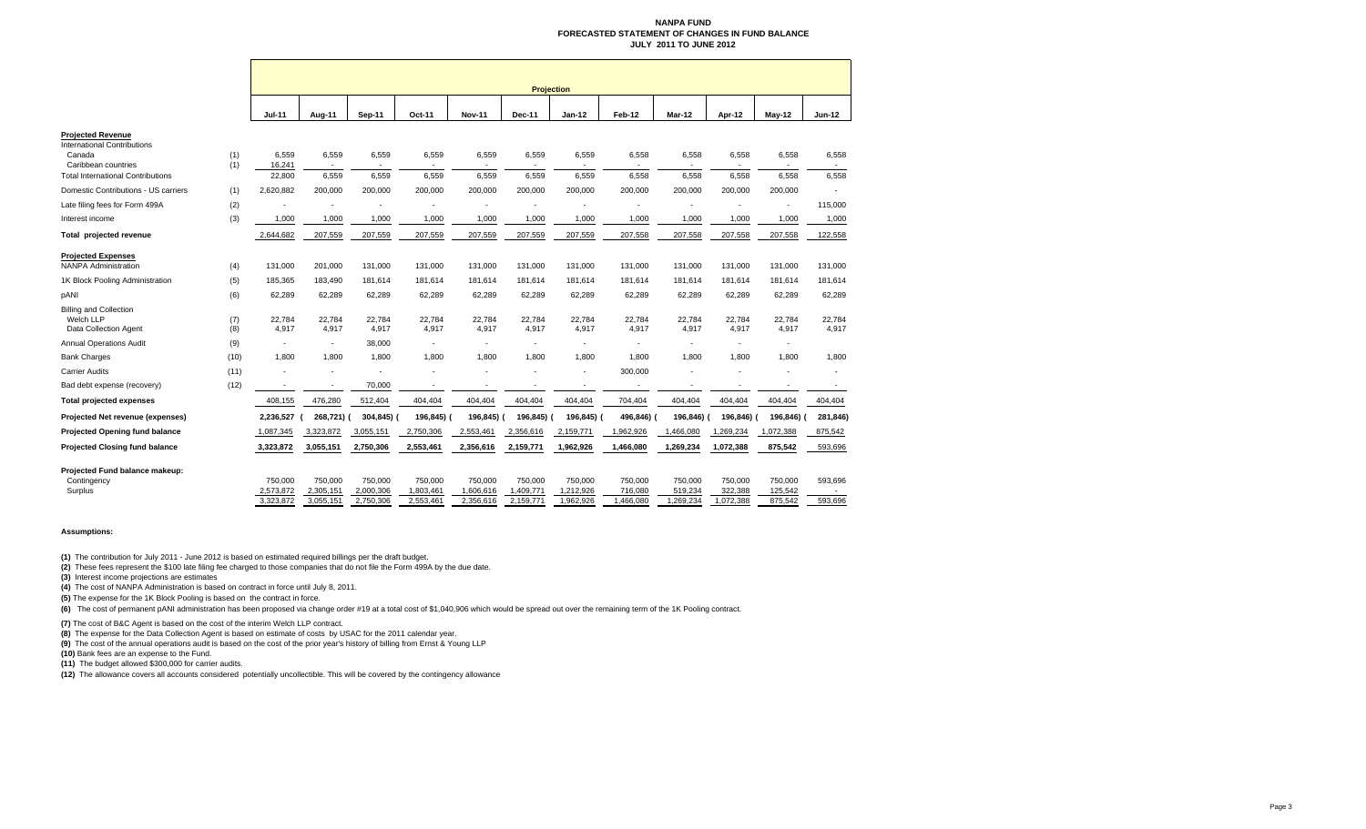# NANPA FUND
## FORECASTED STATEMENT OF CHANGES IN FUND BALANCE
### JULY 2011 TO JUNE 2012

| | | Projection | | | | | | | | | | | |
|---|---|---|---|---|---|---|---|---|---|---|---|---|---|
| | | **Jul-11** | **Aug-11** | **Sep-11** | **Oct-11** | **Nov-11** | **Dec-11** | **Jan-12** | **Feb-12** | **Mar-12** | **Apr-12** | **May-12** | **Jun-12** |
| **Projected Revenue** | | | | | | | | | | | | | |
| International Contributions | | | | | | | | | | | | | |
| Canada | (1) | 6,559 | 6,559 | 6,559 | 6,559 | 6,559 | 6,559 | 6,559 | 6,558 | 6,558 | 6,558 | 6,558 | 6,558 |
| Caribbean countries | (1) | 16,241 | - | - | - | - | - | - | - | - | - | - | - |
| Total International Contributions | | 22,800 | 6,559 | 6,559 | 6,559 | 6,559 | 6,559 | 6,559 | 6,558 | 6,558 | 6,558 | 6,558 | 6,558 |
| Domestic Contributions - US carriers | (1) | 2,620,882 | 200,000 | 200,000 | 200,000 | 200,000 | 200,000 | 200,000 | 200,000 | 200,000 | 200,000 | 200,000 | - |
| Late filing fees for Form 499A | (2) | - | - | - | - | - | - | - | - | - | - | - | 115,000 |
| Interest income | (3) | 1,000 | 1,000 | 1,000 | 1,000 | 1,000 | 1,000 | 1,000 | 1,000 | 1,000 | 1,000 | 1,000 | 1,000 |
| **Total projected revenue** | | 2,644,682 | 207,559 | 207,559 | 207,559 | 207,559 | 207,559 | 207,559 | 207,558 | 207,558 | 207,558 | 207,558 | 122,558 |
| **Projected Expenses** | | | | | | | | | | | | | |
| NANPA Administration | (4) | 131,000 | 201,000 | 131,000 | 131,000 | 131,000 | 131,000 | 131,000 | 131,000 | 131,000 | 131,000 | 131,000 | 131,000 |
| 1K Block Pooling Administration | (5) | 185,365 | 183,490 | 181,614 | 181,614 | 181,614 | 181,614 | 181,614 | 181,614 | 181,614 | 181,614 | 181,614 | 181,614 |
| pANI | (6) | 62,289 | 62,289 | 62,289 | 62,289 | 62,289 | 62,289 | 62,289 | 62,289 | 62,289 | 62,289 | 62,289 | 62,289 |
| Billing and Collection | | | | | | | | | | | | | |
| Welch LLP | (7) | 22,784 | 22,784 | 22,784 | 22,784 | 22,784 | 22,784 | 22,784 | 22,784 | 22,784 | 22,784 | 22,784 | 22,784 |
| Data Collection Agent | (8) | 4,917 | 4,917 | 4,917 | 4,917 | 4,917 | 4,917 | 4,917 | 4,917 | 4,917 | 4,917 | 4,917 | 4,917 |
| Annual Operations Audit | (9) | - | - | 38,000 | - | - | - | - | - | - | - | - | - |
| Bank Charges | (10) | 1,800 | 1,800 | 1,800 | 1,800 | 1,800 | 1,800 | 1,800 | 1,800 | 1,800 | 1,800 | 1,800 | 1,800 |
| Carrier Audits | (11) | - | - | - | - | - | - | - | 300,000 | - | - | - | - |
| Bad debt expense (recovery) | (12) | - | - | 70,000 | - | - | - | - | - | - | - | - | - |
| **Total projected expenses** | | 408,155 | 476,280 | 512,404 | 404,404 | 404,404 | 404,404 | 404,404 | 704,404 | 404,404 | 404,404 | 404,404 | 404,404 |
| **Projected Net revenue (expenses)** | | 2,236,527 | (268,721) | (304,845) | (196,845) | (196,845) | (196,845) | (196,845) | (496,846) | (196,846) | (196,846) | (196,846) | (281,846) |
| **Projected Opening fund balance** | | 1,087,345 | 3,323,872 | 3,055,151 | 2,750,306 | 2,553,461 | 2,356,616 | 2,159,771 | 1,962,926 | 1,466,080 | 1,269,234 | 1,072,388 | 875,542 |
| **Projected Closing fund balance** | | 3,323,872 | 3,055,151 | 2,750,306 | 2,553,461 | 2,356,616 | 2,159,771 | 1,962,926 | 1,466,080 | 1,269,234 | 1,072,388 | 875,542 | 593,696 |
| **Projected Fund balance makeup:** | | | | | | | | | | | | | |
| Contingency | | 750,000 | 750,000 | 750,000 | 750,000 | 750,000 | 750,000 | 750,000 | 750,000 | 750,000 | 750,000 | 750,000 | 593,696 |
| Surplus | | 2,573,872 | 2,305,151 | 2,000,306 | 1,803,461 | 1,606,616 | 1,409,771 | 1,212,926 | 716,080 | 519,234 | 322,388 | 125,542 | - |
| | | 3,323,872 | 3,055,151 | 2,750,306 | 2,553,461 | 2,356,616 | 2,159,771 | 1,962,926 | 1,466,080 | 1,269,234 | 1,072,388 | 875,542 | 593,696 |

**Assumptions:**

**(1)** The contribution for July 2011 - June 2012 is based on estimated required billings per the draft budget.

**(2)** These fees represent the $100 late filing fee charged to those companies that do not file the Form 499A by the due date.

**(3)** Interest income projections are estimates

**(4)** The cost of NANPA Administration is based on contract in force until July 8, 2011.

**(5)** The expense for the 1K Block Pooling is based on the contract in force.

**(6)** The cost of permanent pANI administration has been proposed via change order #19 at a total cost of $1,040,906 which would be spread out over the remaining term of the 1K Pooling contract.

**(7)** The cost of B&C Agent is based on the cost of the interim Welch LLP contract.

**(8)** The expense for the Data Collection Agent is based on estimate of costs by USAC for the 2011 calendar year.

**(9)** The cost of the annual operations audit is based on the cost of the prior year's history of billing from Ernst & Young LLP

**(10)** Bank fees are an expense to the Fund.

**(11)** The budget allowed $300,000 for carrier audits.

**(12)** The allowance covers all accounts considered potentially uncollectible. This will be covered by the contingency allowance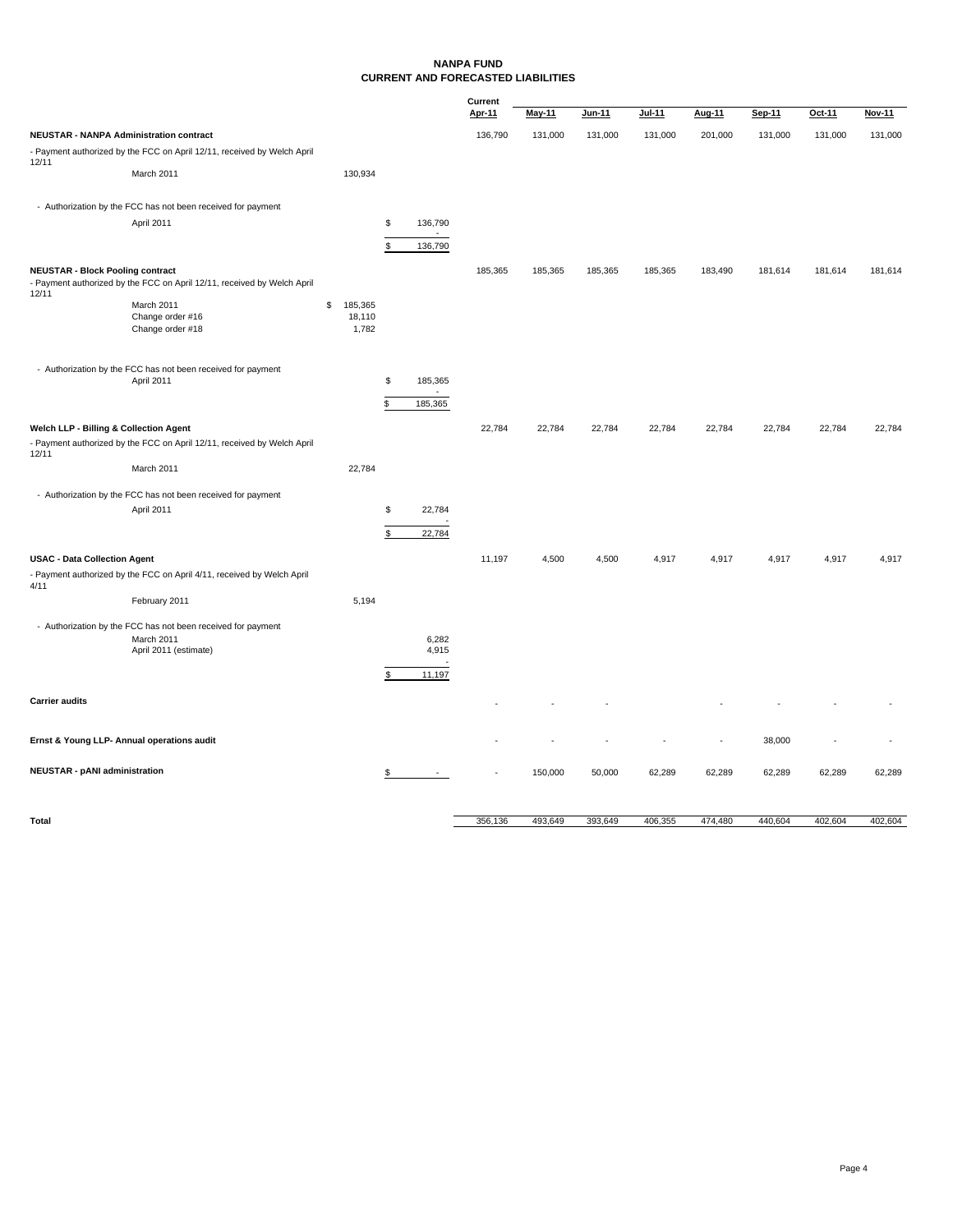# NANPA FUND
## CURRENT AND FORECASTED LIABILITIES

| | | | Current Apr-11 | May-11 | Jun-11 | Jul-11 | Aug-11 | Sep-11 | Oct-11 | Nov-11 |
|---|---|---|---|---|---|---|---|---|---|---|
| **NEUSTAR - NANPA Administration contract** | | | 136,790 | 131,000 | 131,000 | 131,000 | 201,000 | 131,000 | 131,000 | 131,000 |
| - Payment authorized by the FCC on April 12/11, received by Welch April 12/11 | | | | | | | | | | |
| March 2011 | 130,934 | | | | | | | | | |
| - Authorization by the FCC has not been received for payment | | | | | | | | | | |
| April 2011 | | $ 136,790 | | | | | | | | |
| | | - | | | | | | | | |
| | | $ 136,790 | | | | | | | | |
| **NEUSTAR - Block Pooling contract** | | | 185,365 | 185,365 | 185,365 | 185,365 | 183,490 | 181,614 | 181,614 | 181,614 |
| - Payment authorized by the FCC on April 12/11, received by Welch April 12/11 | | | | | | | | | | |
| March 2011 | $ 185,365 | | | | | | | | | |
| Change order #16 | 18,110 | | | | | | | | | |
| Change order #18 | 1,782 | | | | | | | | | |
| - Authorization by the FCC has not been received for payment | | | | | | | | | | |
| April 2011 | | $ 185,365 | | | | | | | | |
| | | - | | | | | | | | |
| | | $ 185,365 | | | | | | | | |
| **Welch LLP - Billing & Collection Agent** | | | 22,784 | 22,784 | 22,784 | 22,784 | 22,784 | 22,784 | 22,784 | 22,784 |
| - Payment authorized by the FCC on April 12/11, received by Welch April 12/11 | | | | | | | | | | |
| March 2011 | 22,784 | | | | | | | | | |
| - Authorization by the FCC has not been received for payment | | | | | | | | | | |
| April 2011 | | $ 22,784 | | | | | | | | |
| | | - | | | | | | | | |
| | | $ 22,784 | | | | | | | | |
| **USAC - Data Collection Agent** | | | 11,197 | 4,500 | 4,500 | 4,917 | 4,917 | 4,917 | 4,917 | 4,917 |
| - Payment authorized by the FCC on April 4/11, received by Welch April 4/11 | | | | | | | | | | |
| February 2011 | 5,194 | | | | | | | | | |
| - Authorization by the FCC has not been received for payment | | | | | | | | | | |
| March 2011 | | 6,282 | | | | | | | | |
| April 2011 (estimate) | | 4,915 | | | | | | | | |
| | | - | | | | | | | | |
| | | $ 11,197 | | | | | | | | |
| **Carrier audits** | | | - | - | - | | - | - | - | - |
| **Ernst & Young LLP- Annual operations audit** | | | - | - | - | - | - | 38,000 | - | - |
| **NEUSTAR - pANI administration** | | $ - | - | 150,000 | 50,000 | 62,289 | 62,289 | 62,289 | 62,289 | 62,289 |
| **Total** | | | 356,136 | 493,649 | 393,649 | 406,355 | 474,480 | 440,604 | 402,604 | 402,604 |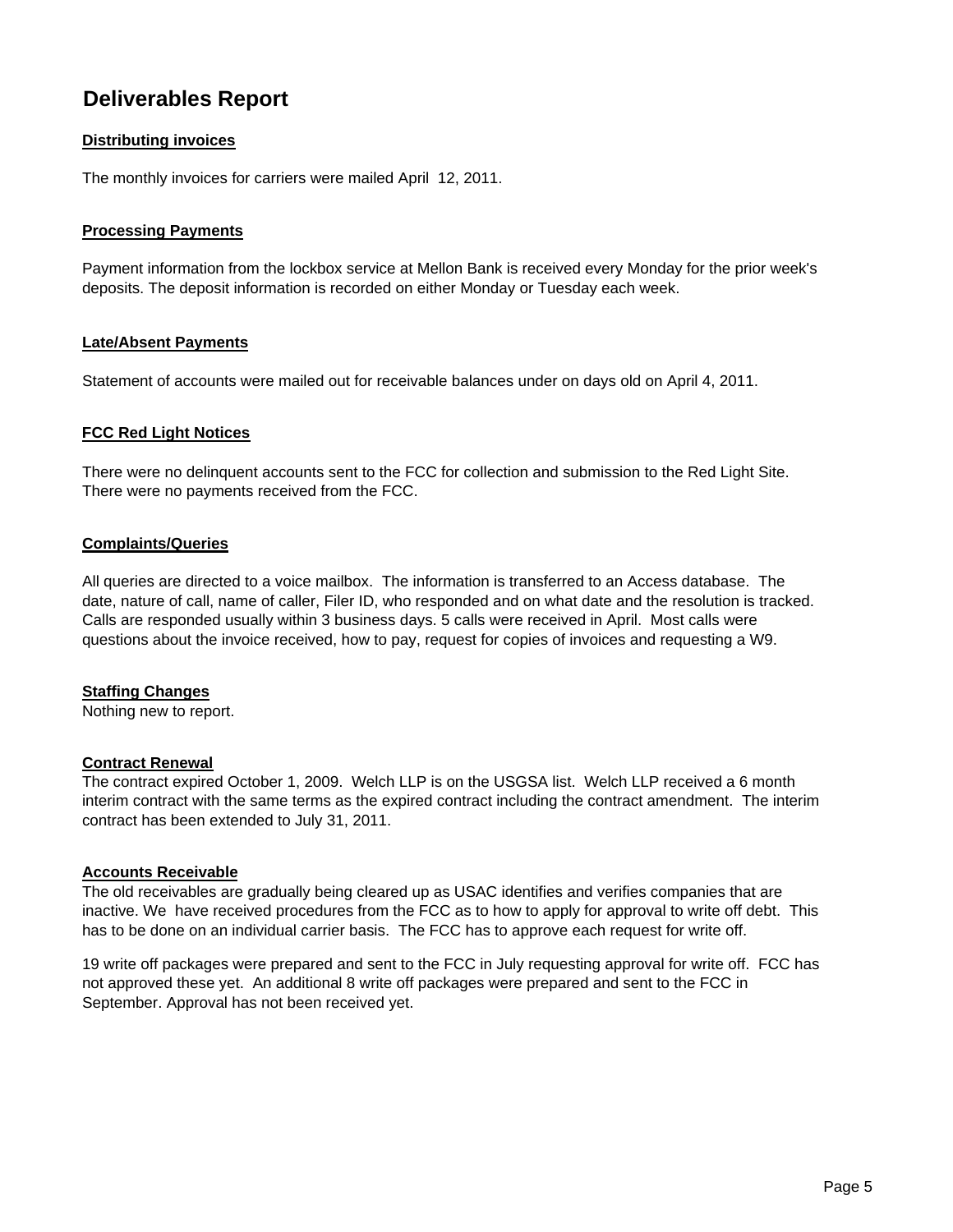# Deliverables Report

**Distributing invoices**

The monthly invoices for carriers were mailed April 12, 2011.

**Processing Payments**

Payment information from the lockbox service at Mellon Bank is received every Monday for the prior week's deposits. The deposit information is recorded on either Monday or Tuesday each week.

**Late/Absent Payments**

Statement of accounts were mailed out for receivable balances under on days old on April 4, 2011.

**FCC Red Light Notices**

There were no delinquent accounts sent to the FCC for collection and submission to the Red Light Site. There were no payments received from the FCC.

**Complaints/Queries**

All queries are directed to a voice mailbox. The information is transferred to an Access database. The date, nature of call, name of caller, Filer ID, who responded and on what date and the resolution is tracked. Calls are responded usually within 3 business days. 5 calls were received in April. Most calls were questions about the invoice received, how to pay, request for copies of invoices and requesting a W9.

**Staffing Changes**
Nothing new to report.

**Contract Renewal**
The contract expired October 1, 2009. Welch LLP is on the USGSA list. Welch LLP received a 6 month interim contract with the same terms as the expired contract including the contract amendment. The interim contract has been extended to July 31, 2011.

**Accounts Receivable**
The old receivables are gradually being cleared up as USAC identifies and verifies companies that are inactive. We have received procedures from the FCC as to how to apply for approval to write off debt. This has to be done on an individual carrier basis. The FCC has to approve each request for write off.

19 write off packages were prepared and sent to the FCC in July requesting approval for write off. FCC has not approved these yet. An additional 8 write off packages were prepared and sent to the FCC in September. Approval has not been received yet.